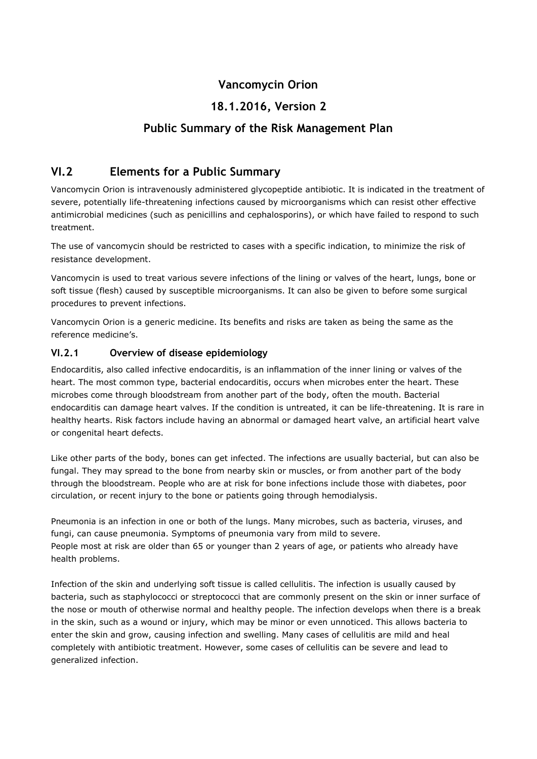# Vancomycin Orion

## 18.1.2016, Version 2

## Public Summary of the Risk Management Plan

## VI.2 Elements for a Public Summary

Vancomycin Orion is intravenously administered glycopeptide antibiotic. It is indicated in the treatment of severe, potentially life-threatening infections caused by microorganisms which can resist other effective antimicrobial medicines (such as penicillins and cephalosporins), or which have failed to respond to such treatment.

The use of vancomycin should be restricted to cases with a specific indication, to minimize the risk of resistance development.

Vancomycin is used to treat various severe infections of the lining or valves of the heart, lungs, bone or soft tissue (flesh) caused by susceptible microorganisms. It can also be given to before some surgical procedures to prevent infections.

Vancomycin Orion is a generic medicine. Its benefits and risks are taken as being the same as the reference medicine's.

### VI.2.1 Overview of disease epidemiology

Endocarditis, also called infective endocarditis, is an inflammation of the inner lining or valves of the heart. The most common type, bacterial endocarditis, occurs when microbes enter the heart. These microbes come through bloodstream from another part of the body, often the mouth. Bacterial endocarditis can damage heart valves. If the condition is untreated, it can be life-threatening. It is rare in healthy hearts. Risk factors include having an abnormal or damaged heart valve, an artificial heart valve or congenital heart defects.

Like other parts of the body, bones can get infected. The infections are usually bacterial, but can also be fungal. They may spread to the bone from nearby skin or muscles, or from another part of the body through the bloodstream. People who are at risk for bone infections include those with diabetes, poor circulation, or recent injury to the bone or patients going through hemodialysis.

Pneumonia is an infection in one or both of the lungs. Many microbes, such as bacteria, viruses, and fungi, can cause pneumonia. Symptoms of pneumonia vary from mild to severe.
People most at risk are older than 65 or younger than 2 years of age, or patients who already have health problems.

Infection of the skin and underlying soft tissue is called cellulitis. The infection is usually caused by bacteria, such as staphylococci or streptococci that are commonly present on the skin or inner surface of the nose or mouth of otherwise normal and healthy people. The infection develops when there is a break in the skin, such as a wound or injury, which may be minor or even unnoticed. This allows bacteria to enter the skin and grow, causing infection and swelling. Many cases of cellulitis are mild and heal completely with antibiotic treatment. However, some cases of cellulitis can be severe and lead to generalized infection.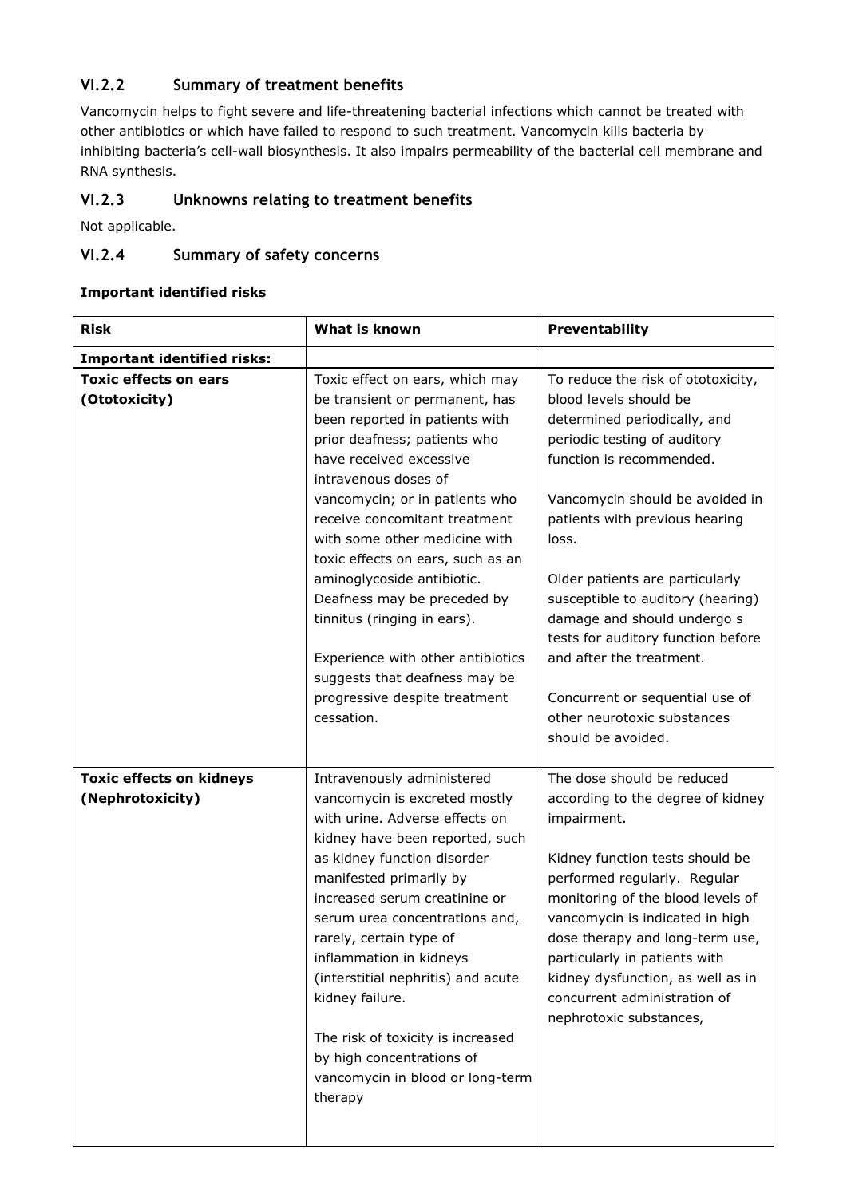### VI.2.2 Summary of treatment benefits

Vancomycin helps to fight severe and life-threatening bacterial infections which cannot be treated with other antibiotics or which have failed to respond to such treatment. Vancomycin kills bacteria by inhibiting bacteria's cell-wall biosynthesis. It also impairs permeability of the bacterial cell membrane and RNA synthesis.

### VI.2.3 Unknowns relating to treatment benefits

Not applicable.

### VI.2.4 Summary of safety concerns

**Important identified risks**

| Risk | What is known | Preventability |
|---|---|---|
| **Important identified risks:** | | |
| **Toxic effects on ears (Ototoxicity)** | Toxic effect on ears, which may be transient or permanent, has been reported in patients with prior deafness; patients who have received excessive intravenous doses of vancomycin; or in patients who receive concomitant treatment with some other medicine with toxic effects on ears, such as an aminoglycoside antibiotic. Deafness may be preceded by tinnitus (ringing in ears).<br><br>Experience with other antibiotics suggests that deafness may be progressive despite treatment cessation. | To reduce the risk of ototoxicity, blood levels should be determined periodically, and periodic testing of auditory function is recommended.<br><br>Vancomycin should be avoided in patients with previous hearing loss.<br><br>Older patients are particularly susceptible to auditory (hearing) damage and should undergo s tests for auditory function before and after the treatment.<br><br>Concurrent or sequential use of other neurotoxic substances should be avoided. |
| **Toxic effects on kidneys (Nephrotoxicity)** | Intravenously administered vancomycin is excreted mostly with urine. Adverse effects on kidney have been reported, such as kidney function disorder manifested primarily by increased serum creatinine or serum urea concentrations and, rarely, certain type of inflammation in kidneys (interstitial nephritis) and acute kidney failure.<br><br>The risk of toxicity is increased by high concentrations of vancomycin in blood or long-term therapy | The dose should be reduced according to the degree of kidney impairment.<br><br>Kidney function tests should be performed regularly. Regular monitoring of the blood levels of vancomycin is indicated in high dose therapy and long-term use, particularly in patients with kidney dysfunction, as well as in concurrent administration of nephrotoxic substances, |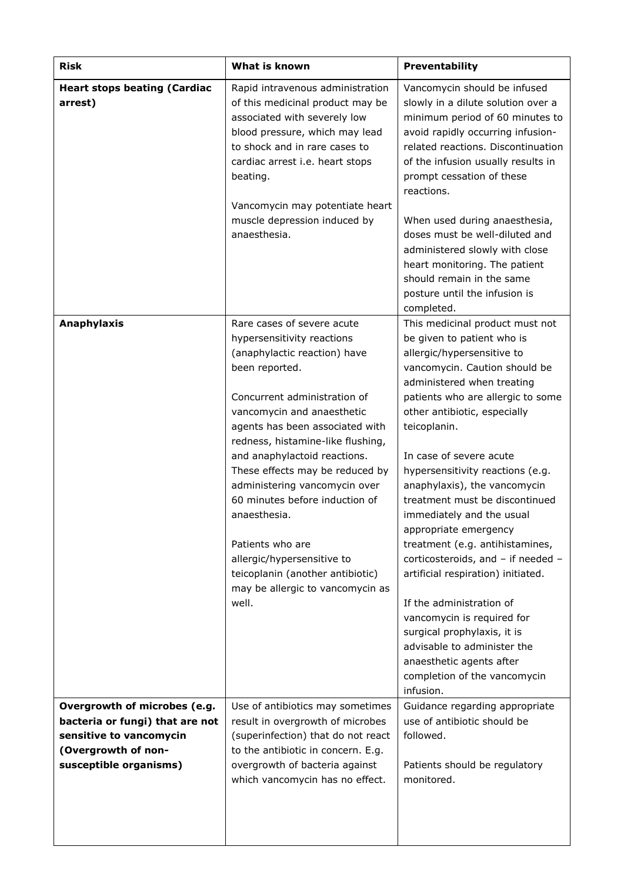| **Risk** | **What is known** | **Preventability** |
|---|---|---|
| **Heart stops beating (Cardiac arrest)** | Rapid intravenous administration of this medicinal product may be associated with severely low blood pressure, which may lead to shock and in rare cases to cardiac arrest i.e. heart stops beating.<br><br>Vancomycin may potentiate heart muscle depression induced by anaesthesia. | Vancomycin should be infused slowly in a dilute solution over a minimum period of 60 minutes to avoid rapidly occurring infusion-related reactions. Discontinuation of the infusion usually results in prompt cessation of these reactions.<br><br>When used during anaesthesia, doses must be well-diluted and administered slowly with close heart monitoring. The patient should remain in the same posture until the infusion is completed. |
| **Anaphylaxis** | Rare cases of severe acute hypersensitivity reactions (anaphylactic reaction) have been reported.<br><br>Concurrent administration of vancomycin and anaesthetic agents has been associated with redness, histamine-like flushing, and anaphylactoid reactions. These effects may be reduced by administering vancomycin over 60 minutes before induction of anaesthesia.<br><br>Patients who are allergic/hypersensitive to teicoplanin (another antibiotic) may be allergic to vancomycin as well. | This medicinal product must not be given to patient who is allergic/hypersensitive to vancomycin. Caution should be administered when treating patients who are allergic to some other antibiotic, especially teicoplanin.<br><br>In case of severe acute hypersensitivity reactions (e.g. anaphylaxis), the vancomycin treatment must be discontinued immediately and the usual appropriate emergency treatment (e.g. antihistamines, corticosteroids, and – if needed – artificial respiration) initiated.<br><br>If the administration of vancomycin is required for surgical prophylaxis, it is advisable to administer the anaesthetic agents after completion of the vancomycin infusion. |
| **Overgrowth of microbes (e.g. bacteria or fungi) that are not sensitive to vancomycin (Overgrowth of non-susceptible organisms)** | Use of antibiotics may sometimes result in overgrowth of microbes (superinfection) that do not react to the antibiotic in concern. E.g. overgrowth of bacteria against which vancomycin has no effect. | Guidance regarding appropriate use of antibiotic should be followed.<br><br>Patients should be regulatory monitored. |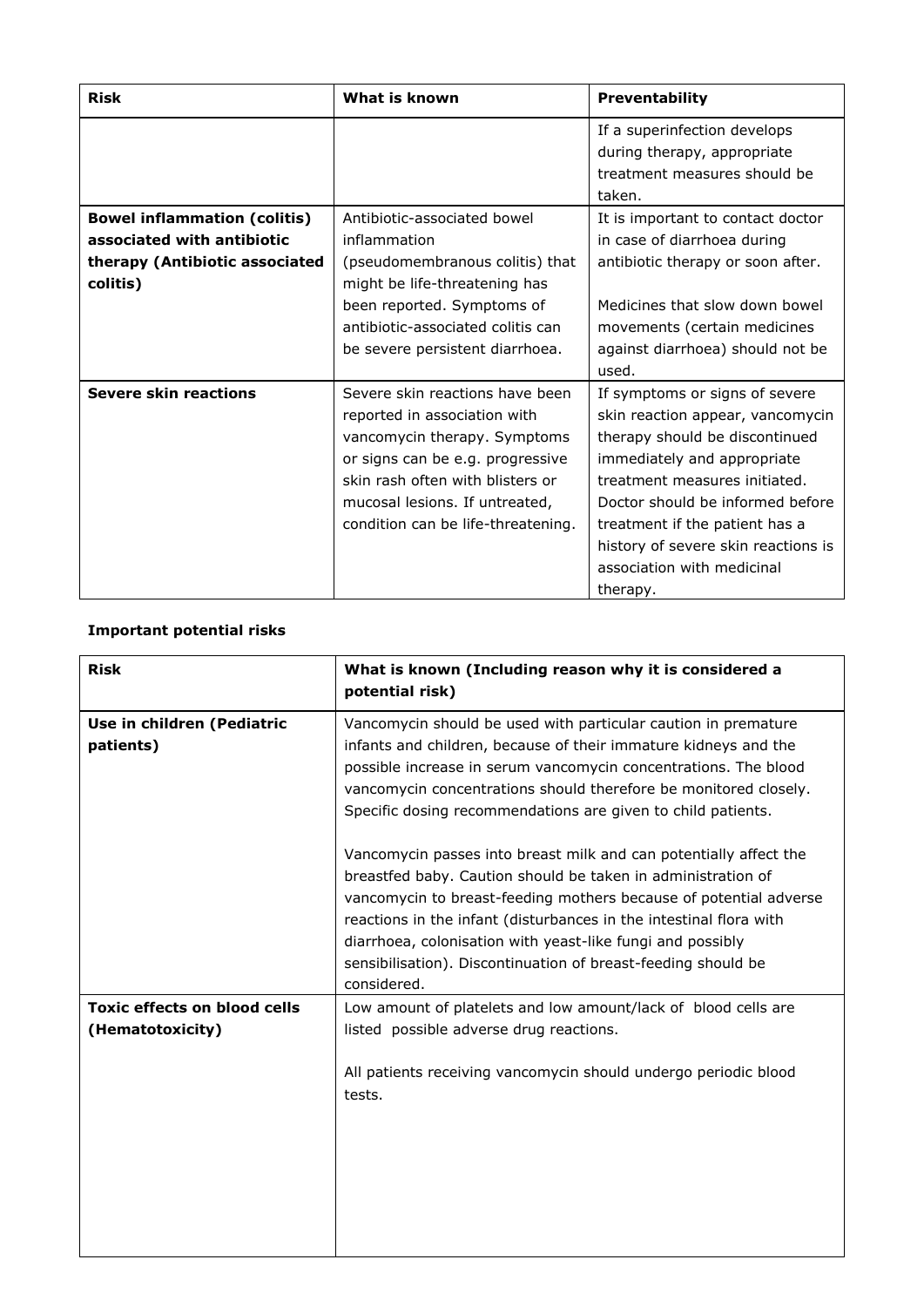| Risk | What is known | Preventability |
|---|---|---|
| | | If a superinfection develops during therapy, appropriate treatment measures should be taken. |
| **Bowel inflammation (colitis) associated with antibiotic therapy (Antibiotic associated colitis)** | Antibiotic-associated bowel inflammation (pseudomembranous colitis) that might be life-threatening has been reported. Symptoms of antibiotic-associated colitis can be severe persistent diarrhoea. | It is important to contact doctor in case of diarrhoea during antibiotic therapy or soon after.<br><br>Medicines that slow down bowel movements (certain medicines against diarrhoea) should not be used. |
| **Severe skin reactions** | Severe skin reactions have been reported in association with vancomycin therapy. Symptoms or signs can be e.g. progressive skin rash often with blisters or mucosal lesions. If untreated, condition can be life-threatening. | If symptoms or signs of severe skin reaction appear, vancomycin therapy should be discontinued immediately and appropriate treatment measures initiated. Doctor should be informed before treatment if the patient has a history of severe skin reactions is association with medicinal therapy. |

**Important potential risks**

| Risk | What is known (Including reason why it is considered a potential risk) |
|---|---|
| **Use in children (Pediatric patients)** | Vancomycin should be used with particular caution in premature infants and children, because of their immature kidneys and the possible increase in serum vancomycin concentrations. The blood vancomycin concentrations should therefore be monitored closely. Specific dosing recommendations are given to child patients.<br><br>Vancomycin passes into breast milk and can potentially affect the breastfed baby. Caution should be taken in administration of vancomycin to breast-feeding mothers because of potential adverse reactions in the infant (disturbances in the intestinal flora with diarrhoea, colonisation with yeast-like fungi and possibly sensibilisation). Discontinuation of breast-feeding should be considered. |
| **Toxic effects on blood cells (Hematotoxicity)** | Low amount of platelets and low amount/lack of blood cells are listed possible adverse drug reactions.<br><br>All patients receiving vancomycin should undergo periodic blood tests. |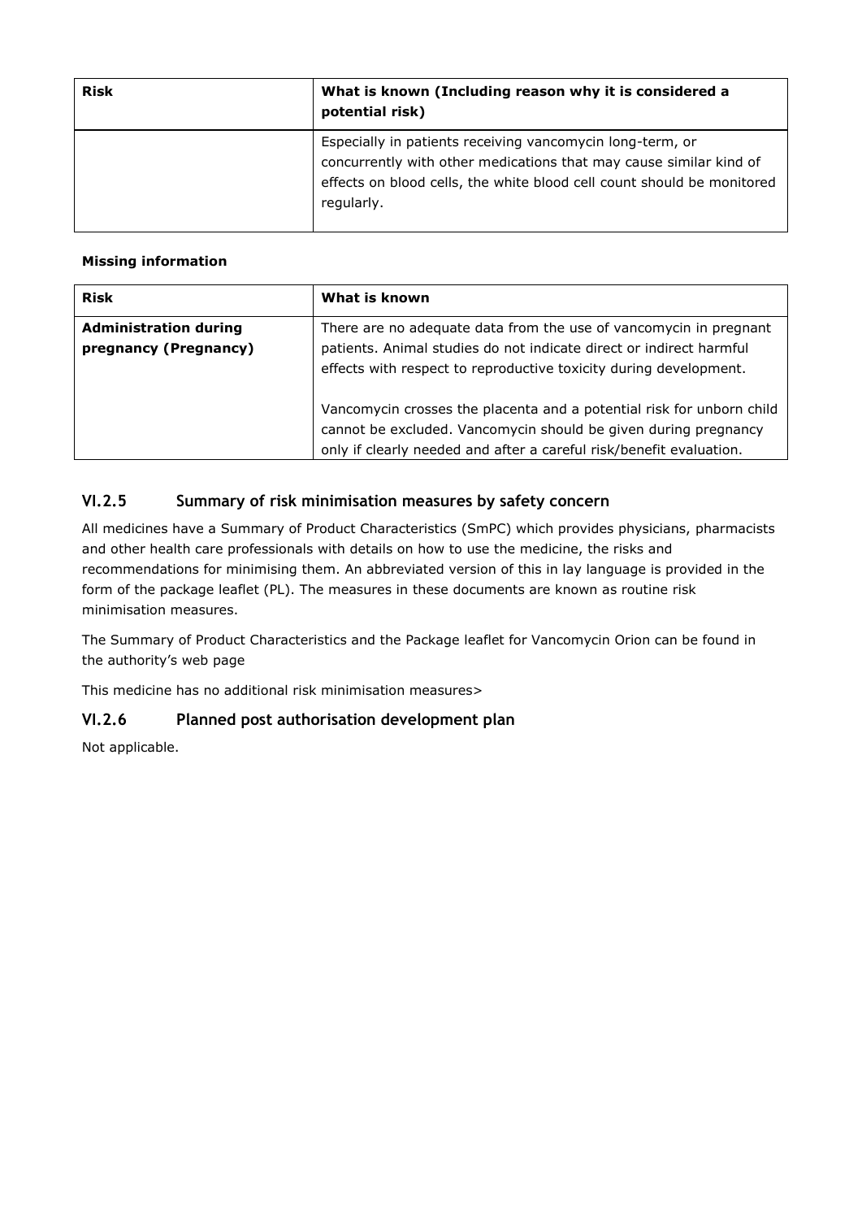| Risk | What is known (Including reason why it is considered a potential risk) |
| --- | --- |
| | Especially in patients receiving vancomycin long-term, or concurrently with other medications that may cause similar kind of effects on blood cells, the white blood cell count should be monitored regularly. |

**Missing information**

| Risk | What is known |
| --- | --- |
| **Administration during pregnancy (Pregnancy)** | There are no adequate data from the use of vancomycin in pregnant patients. Animal studies do not indicate direct or indirect harmful effects with respect to reproductive toxicity during development.<br><br>Vancomycin crosses the placenta and a potential risk for unborn child cannot be excluded. Vancomycin should be given during pregnancy only if clearly needed and after a careful risk/benefit evaluation. |

## VI.2.5 Summary of risk minimisation measures by safety concern

All medicines have a Summary of Product Characteristics (SmPC) which provides physicians, pharmacists and other health care professionals with details on how to use the medicine, the risks and recommendations for minimising them. An abbreviated version of this in lay language is provided in the form of the package leaflet (PL). The measures in these documents are known as routine risk minimisation measures.

The Summary of Product Characteristics and the Package leaflet for Vancomycin Orion can be found in the authority's web page

This medicine has no additional risk minimisation measures>

## VI.2.6 Planned post authorisation development plan

Not applicable.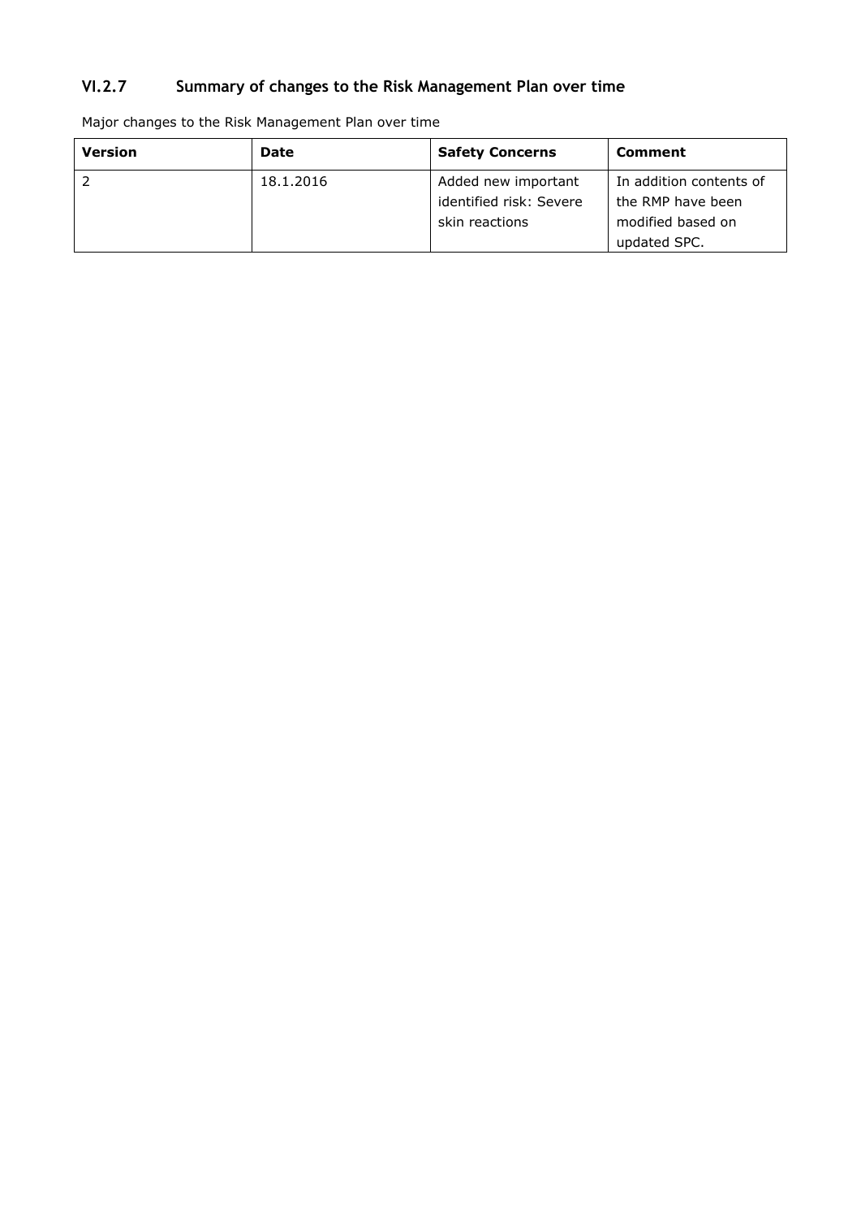### VI.2.7 Summary of changes to the Risk Management Plan over time

Major changes to the Risk Management Plan over time

| Version | Date | Safety Concerns | Comment |
|---|---|---|---|
| 2 | 18.1.2016 | Added new important identified risk: Severe skin reactions | In addition contents of the RMP have been modified based on updated SPC. |